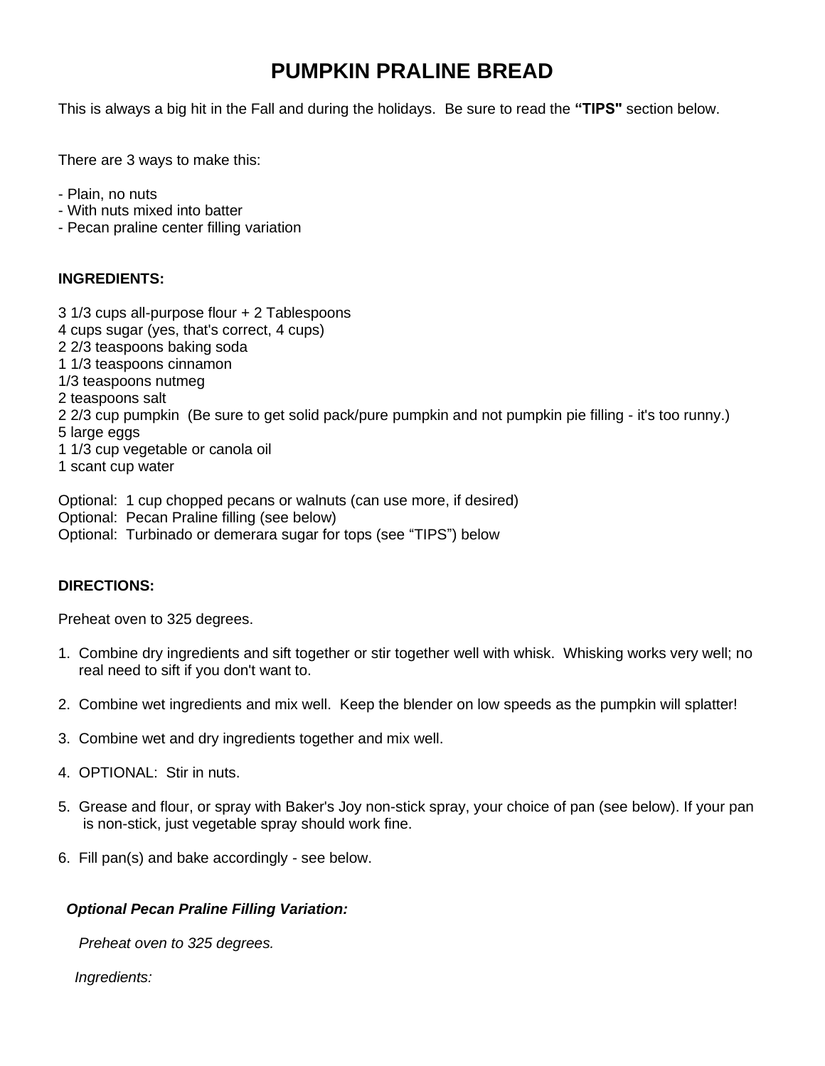# PUMPKIN PRALINE BREAD

This is always a big hit in the Fall and during the holidays. Be sure to read the **"TIPS"** section below.

There are 3 ways to make this:

- Plain, no nuts
- With nuts mixed into batter
- Pecan praline center filling variation

**INGREDIENTS:**

3 1/3 cups all-purpose flour + 2 Tablespoons
4 cups sugar (yes, that's correct, 4 cups)
2 2/3 teaspoons baking soda
1 1/3 teaspoons cinnamon
1/3 teaspoons nutmeg
2 teaspoons salt
2 2/3 cup pumpkin (Be sure to get solid pack/pure pumpkin and not pumpkin pie filling - it's too runny.)
5 large eggs
1 1/3 cup vegetable or canola oil
1 scant cup water

Optional: 1 cup chopped pecans or walnuts (can use more, if desired)
Optional: Pecan Praline filling (see below)
Optional: Turbinado or demerara sugar for tops (see "TIPS") below

**DIRECTIONS:**

Preheat oven to 325 degrees.

1. Combine dry ingredients and sift together or stir together well with whisk. Whisking works very well; no real need to sift if you don't want to.

2. Combine wet ingredients and mix well. Keep the blender on low speeds as the pumpkin will splatter!

3. Combine wet and dry ingredients together and mix well.

4. OPTIONAL: Stir in nuts.

5. Grease and flour, or spray with Baker's Joy non-stick spray, your choice of pan (see below). If your pan is non-stick, just vegetable spray should work fine.

6. Fill pan(s) and bake accordingly - see below.

***Optional Pecan Praline Filling Variation:***

*Preheat oven to 325 degrees.*

*Ingredients:*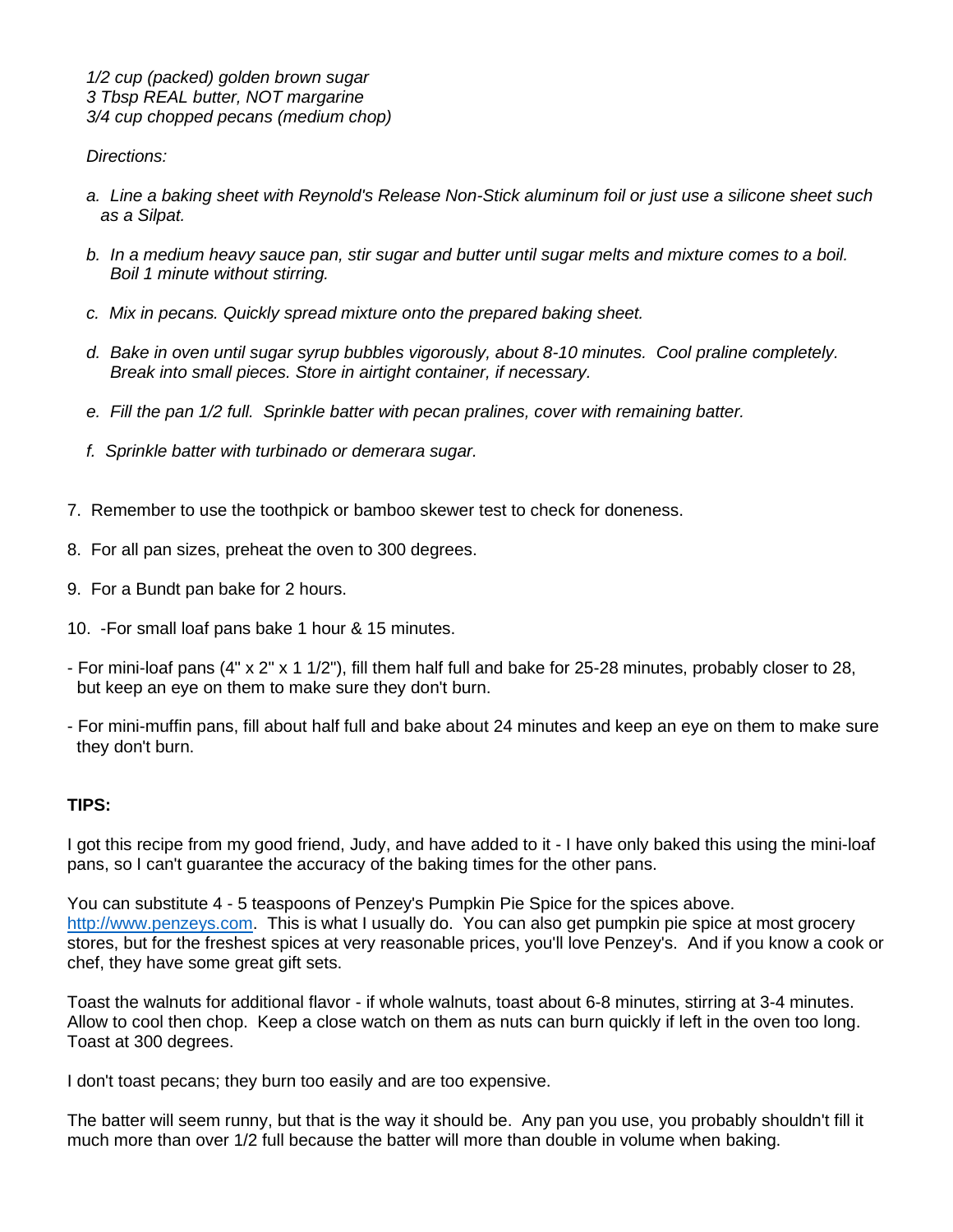*1/2 cup (packed) golden brown sugar*
*3 Tbsp REAL butter, NOT margarine*
*3/4 cup chopped pecans (medium chop)*

*Directions:*

*a. Line a baking sheet with Reynold's Release Non-Stick aluminum foil or just use a silicone sheet such as a Silpat.*

*b. In a medium heavy sauce pan, stir sugar and butter until sugar melts and mixture comes to a boil. Boil 1 minute without stirring.*

*c. Mix in pecans. Quickly spread mixture onto the prepared baking sheet.*

*d. Bake in oven until sugar syrup bubbles vigorously, about 8-10 minutes. Cool praline completely. Break into small pieces. Store in airtight container, if necessary.*

*e. Fill the pan 1/2 full. Sprinkle batter with pecan pralines, cover with remaining batter.*

*f. Sprinkle batter with turbinado or demerara sugar.*

7. Remember to use the toothpick or bamboo skewer test to check for doneness.

8. For all pan sizes, preheat the oven to 300 degrees.

9. For a Bundt pan bake for 2 hours.

10. -For small loaf pans bake 1 hour & 15 minutes.

- For mini-loaf pans (4" x 2" x 1 1/2"), fill them half full and bake for 25-28 minutes, probably closer to 28, but keep an eye on them to make sure they don't burn.

- For mini-muffin pans, fill about half full and bake about 24 minutes and keep an eye on them to make sure they don't burn.

**TIPS:**

I got this recipe from my good friend, Judy, and have added to it - I have only baked this using the mini-loaf pans, so I can't guarantee the accuracy of the baking times for the other pans.

You can substitute 4 - 5 teaspoons of Penzey's Pumpkin Pie Spice for the spices above. [http://www.penzeys.com](http://www.penzeys.com). This is what I usually do. You can also get pumpkin pie spice at most grocery stores, but for the freshest spices at very reasonable prices, you'll love Penzey's. And if you know a cook or chef, they have some great gift sets.

Toast the walnuts for additional flavor - if whole walnuts, toast about 6-8 minutes, stirring at 3-4 minutes. Allow to cool then chop. Keep a close watch on them as nuts can burn quickly if left in the oven too long. Toast at 300 degrees.

I don't toast pecans; they burn too easily and are too expensive.

The batter will seem runny, but that is the way it should be. Any pan you use, you probably shouldn't fill it much more than over 1/2 full because the batter will more than double in volume when baking.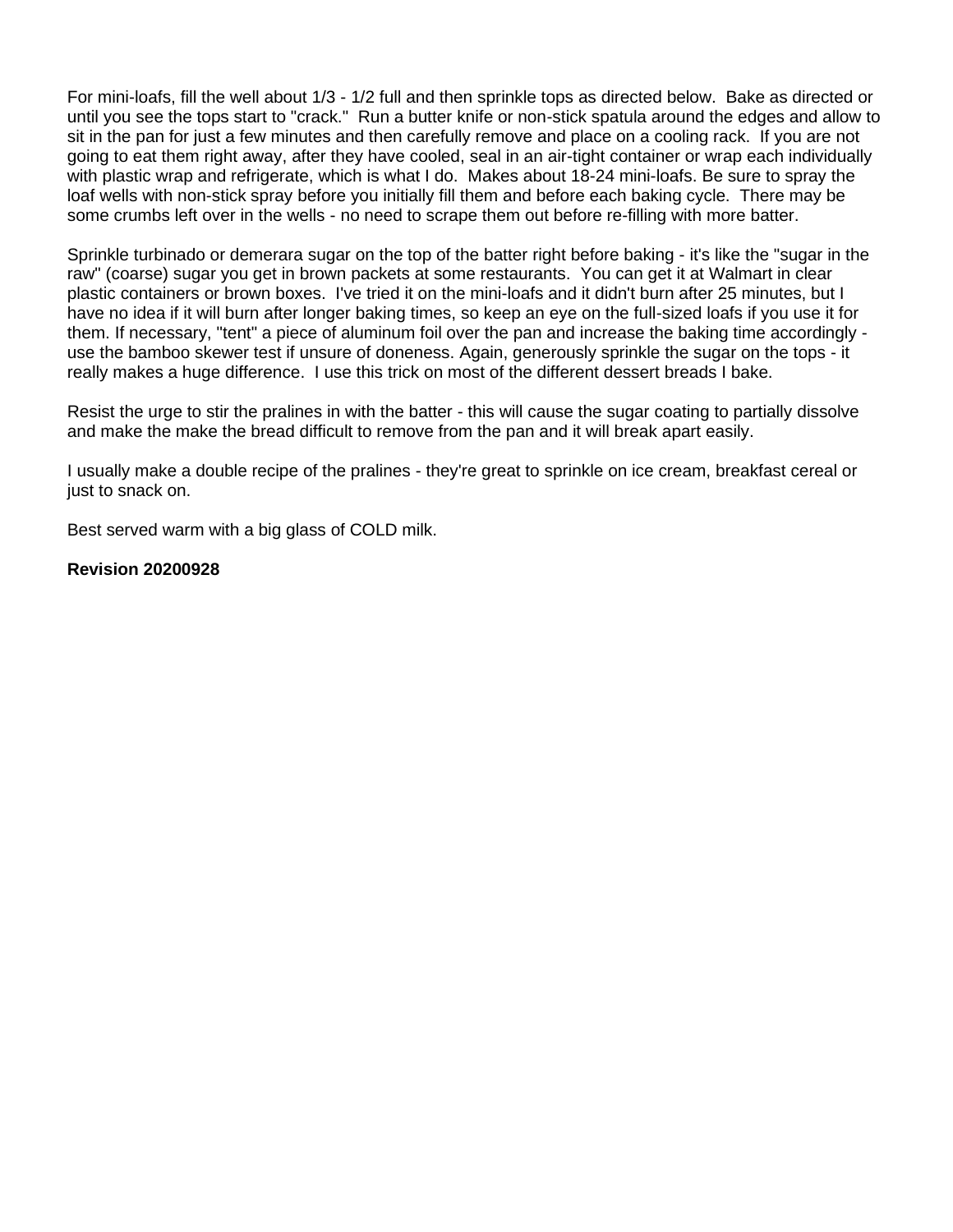For mini-loafs, fill the well about 1/3 - 1/2 full and then sprinkle tops as directed below. Bake as directed or until you see the tops start to "crack." Run a butter knife or non-stick spatula around the edges and allow to sit in the pan for just a few minutes and then carefully remove and place on a cooling rack. If you are not going to eat them right away, after they have cooled, seal in an air-tight container or wrap each individually with plastic wrap and refrigerate, which is what I do. Makes about 18-24 mini-loafs. Be sure to spray the loaf wells with non-stick spray before you initially fill them and before each baking cycle. There may be some crumbs left over in the wells - no need to scrape them out before re-filling with more batter.

Sprinkle turbinado or demerara sugar on the top of the batter right before baking - it's like the "sugar in the raw" (coarse) sugar you get in brown packets at some restaurants. You can get it at Walmart in clear plastic containers or brown boxes. I've tried it on the mini-loafs and it didn't burn after 25 minutes, but I have no idea if it will burn after longer baking times, so keep an eye on the full-sized loafs if you use it for them. If necessary, "tent" a piece of aluminum foil over the pan and increase the baking time accordingly - use the bamboo skewer test if unsure of doneness. Again, generously sprinkle the sugar on the tops - it really makes a huge difference. I use this trick on most of the different dessert breads I bake.

Resist the urge to stir the pralines in with the batter - this will cause the sugar coating to partially dissolve and make the make the bread difficult to remove from the pan and it will break apart easily.

I usually make a double recipe of the pralines - they're great to sprinkle on ice cream, breakfast cereal or just to snack on.

Best served warm with a big glass of COLD milk.

**Revision 20200928**